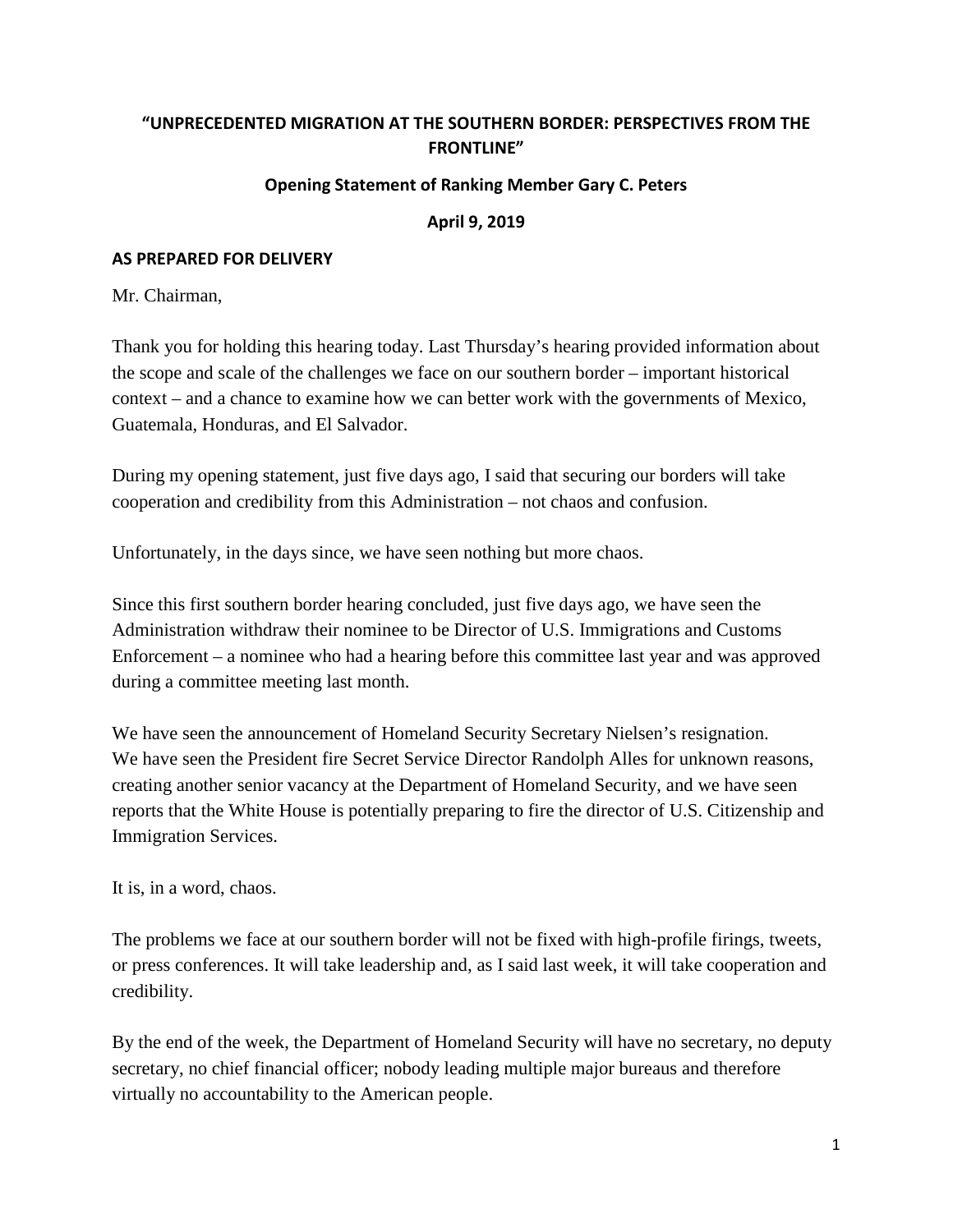## "UNPRECEDENTED MIGRATION AT THE SOUTHERN BORDER: PERSPECTIVES FROM THE FRONTLINE"

### Opening Statement of Ranking Member Gary C. Peters

### April 9, 2019

**AS PREPARED FOR DELIVERY**

Mr. Chairman,

Thank you for holding this hearing today. Last Thursday's hearing provided information about the scope and scale of the challenges we face on our southern border – important historical context – and a chance to examine how we can better work with the governments of Mexico, Guatemala, Honduras, and El Salvador.

During my opening statement, just five days ago, I said that securing our borders will take cooperation and credibility from this Administration – not chaos and confusion.

Unfortunately, in the days since, we have seen nothing but more chaos.

Since this first southern border hearing concluded, just five days ago, we have seen the Administration withdraw their nominee to be Director of U.S. Immigrations and Customs Enforcement – a nominee who had a hearing before this committee last year and was approved during a committee meeting last month.

We have seen the announcement of Homeland Security Secretary Nielsen's resignation. We have seen the President fire Secret Service Director Randolph Alles for unknown reasons, creating another senior vacancy at the Department of Homeland Security, and we have seen reports that the White House is potentially preparing to fire the director of U.S. Citizenship and Immigration Services.

It is, in a word, chaos.

The problems we face at our southern border will not be fixed with high-profile firings, tweets, or press conferences. It will take leadership and, as I said last week, it will take cooperation and credibility.

By the end of the week, the Department of Homeland Security will have no secretary, no deputy secretary, no chief financial officer; nobody leading multiple major bureaus and therefore virtually no accountability to the American people.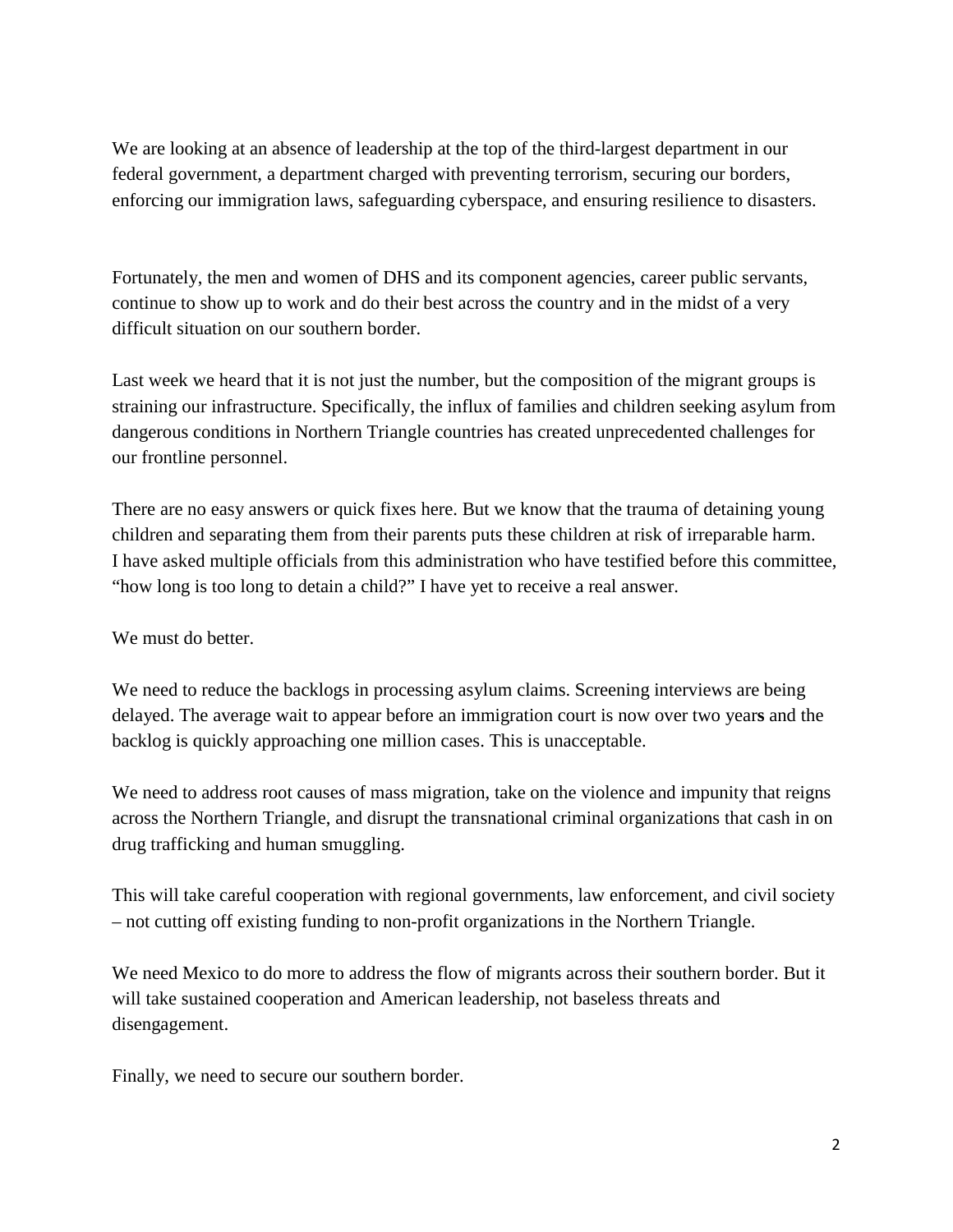We are looking at an absence of leadership at the top of the third-largest department in our federal government, a department charged with preventing terrorism, securing our borders, enforcing our immigration laws, safeguarding cyberspace, and ensuring resilience to disasters.

Fortunately, the men and women of DHS and its component agencies, career public servants, continue to show up to work and do their best across the country and in the midst of a very difficult situation on our southern border.

Last week we heard that it is not just the number, but the composition of the migrant groups is straining our infrastructure. Specifically, the influx of families and children seeking asylum from dangerous conditions in Northern Triangle countries has created unprecedented challenges for our frontline personnel.

There are no easy answers or quick fixes here. But we know that the trauma of detaining young children and separating them from their parents puts these children at risk of irreparable harm. I have asked multiple officials from this administration who have testified before this committee, "how long is too long to detain a child?" I have yet to receive a real answer.

We must do better.

We need to reduce the backlogs in processing asylum claims. Screening interviews are being delayed. The average wait to appear before an immigration court is now over two years and the backlog is quickly approaching one million cases. This is unacceptable.

We need to address root causes of mass migration, take on the violence and impunity that reigns across the Northern Triangle, and disrupt the transnational criminal organizations that cash in on drug trafficking and human smuggling.

This will take careful cooperation with regional governments, law enforcement, and civil society – not cutting off existing funding to non-profit organizations in the Northern Triangle.

We need Mexico to do more to address the flow of migrants across their southern border. But it will take sustained cooperation and American leadership, not baseless threats and disengagement.

Finally, we need to secure our southern border.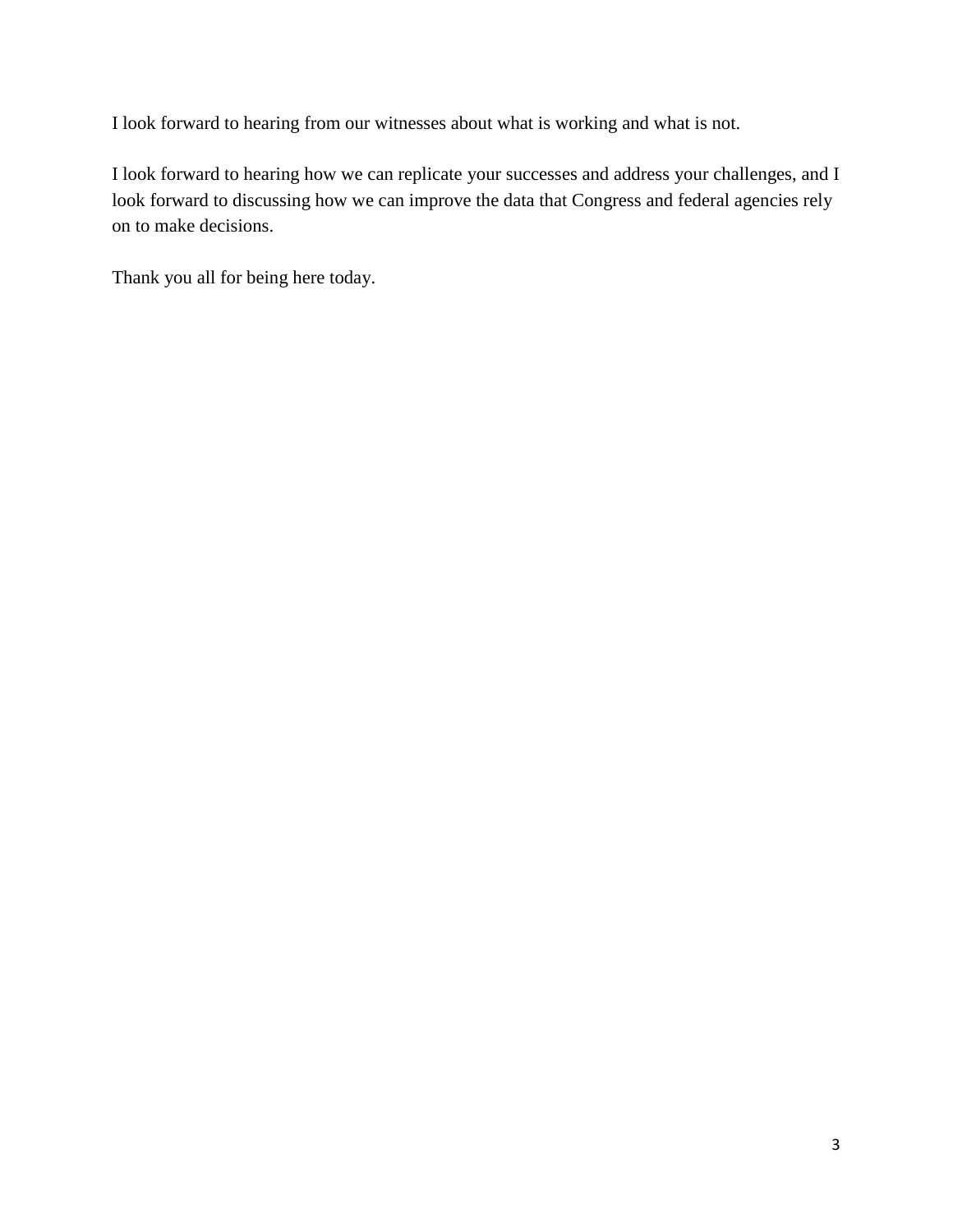I look forward to hearing from our witnesses about what is working and what is not.

I look forward to hearing how we can replicate your successes and address your challenges, and I look forward to discussing how we can improve the data that Congress and federal agencies rely on to make decisions.

Thank you all for being here today.